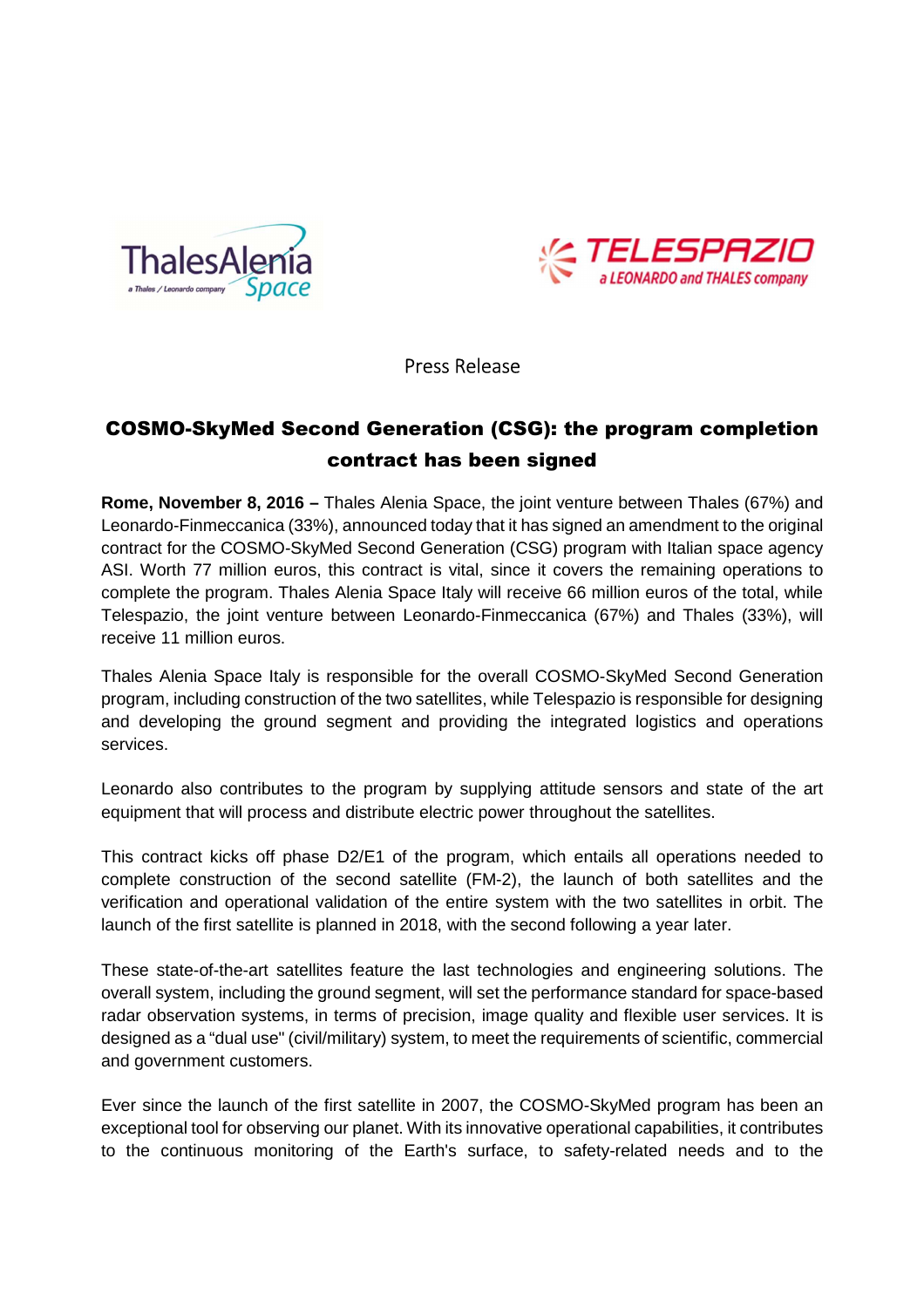Press Release

# COSMO-SkyMed Second Generation (CSG): the program completion contract has been signed

**Rome, November 8, 2016 –** Thales Alenia Space, the joint venture between Thales (67%) and Leonardo-Finmeccanica (33%), announced today that it has signed an amendment to the original contract for the COSMO-SkyMed Second Generation (CSG) program with Italian space agency ASI. Worth 77 million euros, this contract is vital, since it covers the remaining operations to complete the program. Thales Alenia Space Italy will receive 66 million euros of the total, while Telespazio, the joint venture between Leonardo-Finmeccanica (67%) and Thales (33%), will receive 11 million euros.

Thales Alenia Space Italy is responsible for the overall COSMO-SkyMed Second Generation program, including construction of the two satellites, while Telespazio is responsible for designing and developing the ground segment and providing the integrated logistics and operations services.

Leonardo also contributes to the program by supplying attitude sensors and state of the art equipment that will process and distribute electric power throughout the satellites.

This contract kicks off phase D2/E1 of the program, which entails all operations needed to complete construction of the second satellite (FM-2), the launch of both satellites and the verification and operational validation of the entire system with the two satellites in orbit. The launch of the first satellite is planned in 2018, with the second following a year later.

These state-of-the-art satellites feature the last technologies and engineering solutions. The overall system, including the ground segment, will set the performance standard for space-based radar observation systems, in terms of precision, image quality and flexible user services. It is designed as a "dual use" (civil/military) system, to meet the requirements of scientific, commercial and government customers.

Ever since the launch of the first satellite in 2007, the COSMO-SkyMed program has been an exceptional tool for observing our planet. With its innovative operational capabilities, it contributes to the continuous monitoring of the Earth's surface, to safety-related needs and to the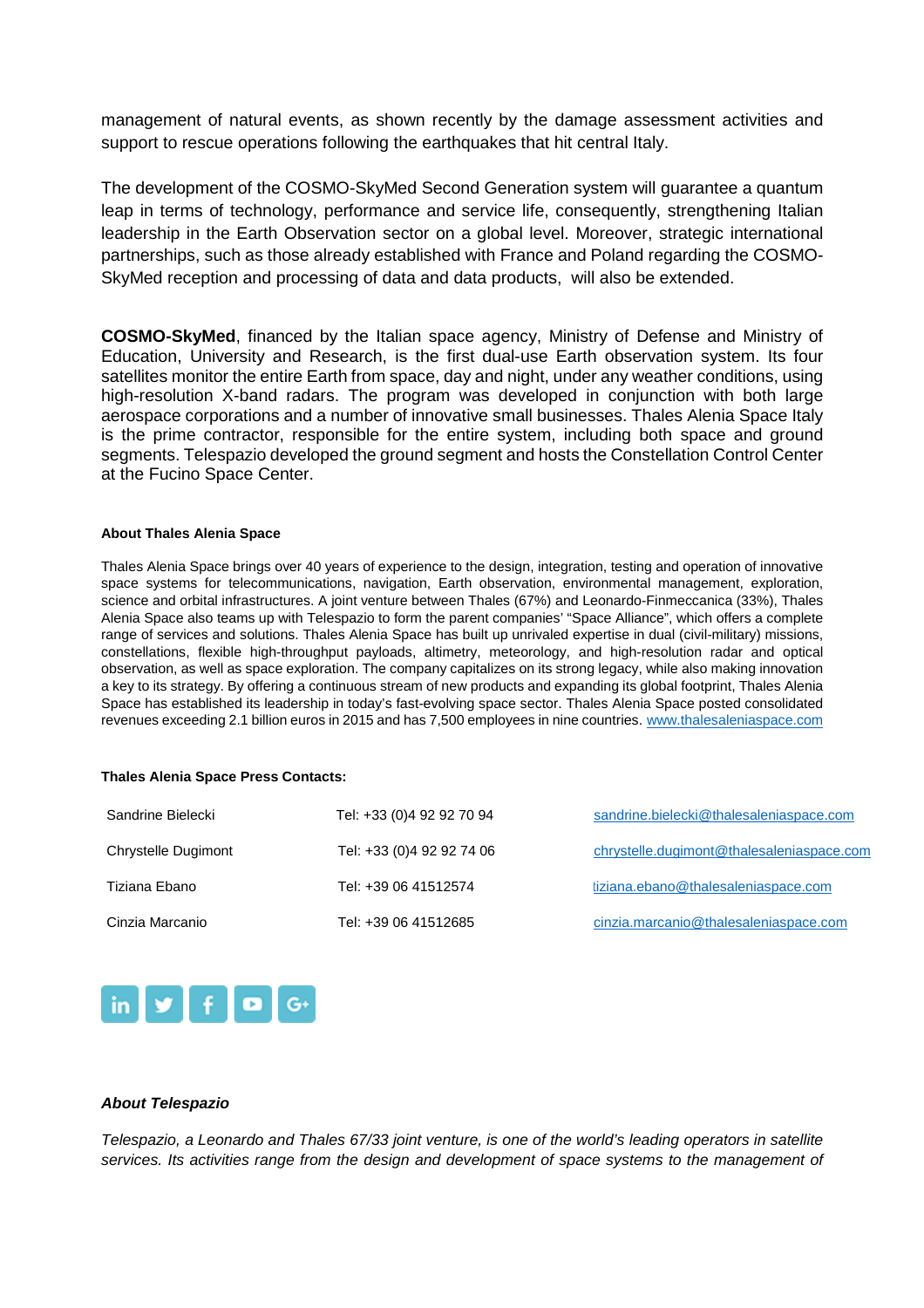management of natural events, as shown recently by the damage assessment activities and support to rescue operations following the earthquakes that hit central Italy.

The development of the COSMO-SkyMed Second Generation system will guarantee a quantum leap in terms of technology, performance and service life, consequently, strengthening Italian leadership in the Earth Observation sector on a global level. Moreover, strategic international partnerships, such as those already established with France and Poland regarding the COSMO-SkyMed reception and processing of data and data products, will also be extended.

**COSMO-SkyMed**, financed by the Italian space agency, Ministry of Defense and Ministry of Education, University and Research, is the first dual-use Earth observation system. Its four satellites monitor the entire Earth from space, day and night, under any weather conditions, using high-resolution X-band radars. The program was developed in conjunction with both large aerospace corporations and a number of innovative small businesses. Thales Alenia Space Italy is the prime contractor, responsible for the entire system, including both space and ground segments. Telespazio developed the ground segment and hosts the Constellation Control Center at the Fucino Space Center.

**About Thales Alenia Space**

Thales Alenia Space brings over 40 years of experience to the design, integration, testing and operation of innovative space systems for telecommunications, navigation, Earth observation, environmental management, exploration, science and orbital infrastructures. A joint venture between Thales (67%) and Leonardo-Finmeccanica (33%), Thales Alenia Space also teams up with Telespazio to form the parent companies' "Space Alliance", which offers a complete range of services and solutions. Thales Alenia Space has built up unrivaled expertise in dual (civil-military) missions, constellations, flexible high-throughput payloads, altimetry, meteorology, and high-resolution radar and optical observation, as well as space exploration. The company capitalizes on its strong legacy, while also making innovation a key to its strategy. By offering a continuous stream of new products and expanding its global footprint, Thales Alenia Space has established its leadership in today's fast-evolving space sector. Thales Alenia Space posted consolidated revenues exceeding 2.1 billion euros in 2015 and has 7,500 employees in nine countries. www.thalesaleniaspace.com

**Thales Alenia Space Press Contacts:**

| | | |
|---|---|---|
| Sandrine Bielecki | Tel: +33 (0)4 92 92 70 94 | sandrine.bielecki@thalesaleniaspace.com |
| Chrystelle Dugimont | Tel: +33 (0)4 92 92 74 06 | chrystelle.dugimont@thalesaleniaspace.com |
| Tiziana Ebano | Tel: +39 06 41512574 | tiziana.ebano@thalesaleniaspace.com |
| Cinzia Marcanio | Tel: +39 06 41512685 | cinzia.marcanio@thalesaleniaspace.com |

***About Telespazio***

*Telespazio, a Leonardo and Thales 67/33 joint venture, is one of the world's leading operators in satellite services. Its activities range from the design and development of space systems to the management of*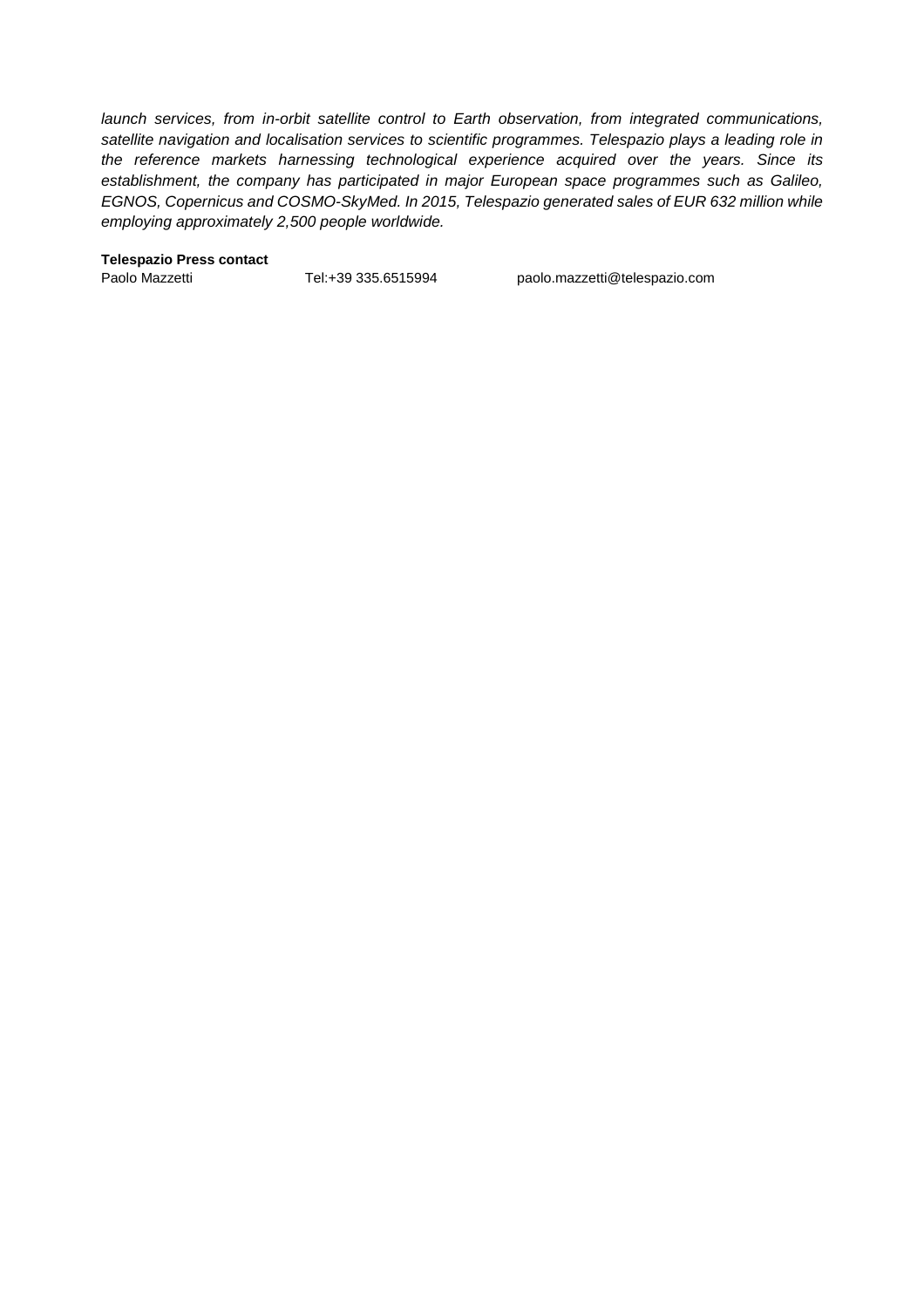*launch services, from in-orbit satellite control to Earth observation, from integrated communications, satellite navigation and localisation services to scientific programmes. Telespazio plays a leading role in the reference markets harnessing technological experience acquired over the years. Since its establishment, the company has participated in major European space programmes such as Galileo, EGNOS, Copernicus and COSMO-SkyMed. In 2015, Telespazio generated sales of EUR 632 million while employing approximately 2,500 people worldwide.*

**Telespazio Press contact**

Paolo Mazzetti Tel:+39 335.6515994 paolo.mazzetti@telespazio.com